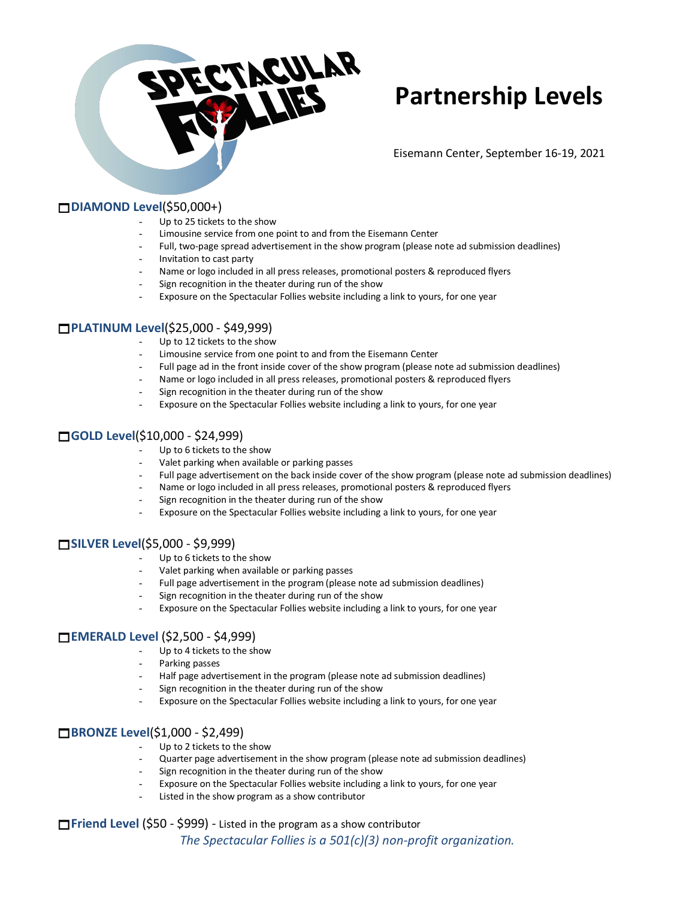SPECTACULAR FOLLIES

# Partnership Levels

Eisemann Center, September 16-19, 2021

## ☐ DIAMOND Level ($50,000+)

- Up to 25 tickets to the show
- Limousine service from one point to and from the Eisemann Center
- Full, two-page spread advertisement in the show program (please note ad submission deadlines)
- Invitation to cast party
- Name or logo included in all press releases, promotional posters & reproduced flyers
- Sign recognition in the theater during run of the show
- Exposure on the Spectacular Follies website including a link to yours, for one year

## ☐ PLATINUM Level ($25,000 - $49,999)

- Up to 12 tickets to the show
- Limousine service from one point to and from the Eisemann Center
- Full page ad in the front inside cover of the show program (please note ad submission deadlines)
- Name or logo included in all press releases, promotional posters & reproduced flyers
- Sign recognition in the theater during run of the show
- Exposure on the Spectacular Follies website including a link to yours, for one year

## ☐ GOLD Level ($10,000 - $24,999)

- Up to 6 tickets to the show
- Valet parking when available or parking passes
- Full page advertisement on the back inside cover of the show program (please note ad submission deadlines)
- Name or logo included in all press releases, promotional posters & reproduced flyers
- Sign recognition in the theater during run of the show
- Exposure on the Spectacular Follies website including a link to yours, for one year

## ☐ SILVER Level ($5,000 - $9,999)

- Up to 6 tickets to the show
- Valet parking when available or parking passes
- Full page advertisement in the program (please note ad submission deadlines)
- Sign recognition in the theater during run of the show
- Exposure on the Spectacular Follies website including a link to yours, for one year

## ☐ EMERALD Level ($2,500 - $4,999)

- Up to 4 tickets to the show
- Parking passes
- Half page advertisement in the program (please note ad submission deadlines)
- Sign recognition in the theater during run of the show
- Exposure on the Spectacular Follies website including a link to yours, for one year

## ☐ BRONZE Level ($1,000 - $2,499)

- Up to 2 tickets to the show
- Quarter page advertisement in the show program (please note ad submission deadlines)
- Sign recognition in the theater during run of the show
- Exposure on the Spectacular Follies website including a link to yours, for one year
- Listed in the show program as a show contributor

## ☐ Friend Level ($50 - $999) - Listed in the program as a show contributor

*The Spectacular Follies is a 501(c)(3) non-profit organization.*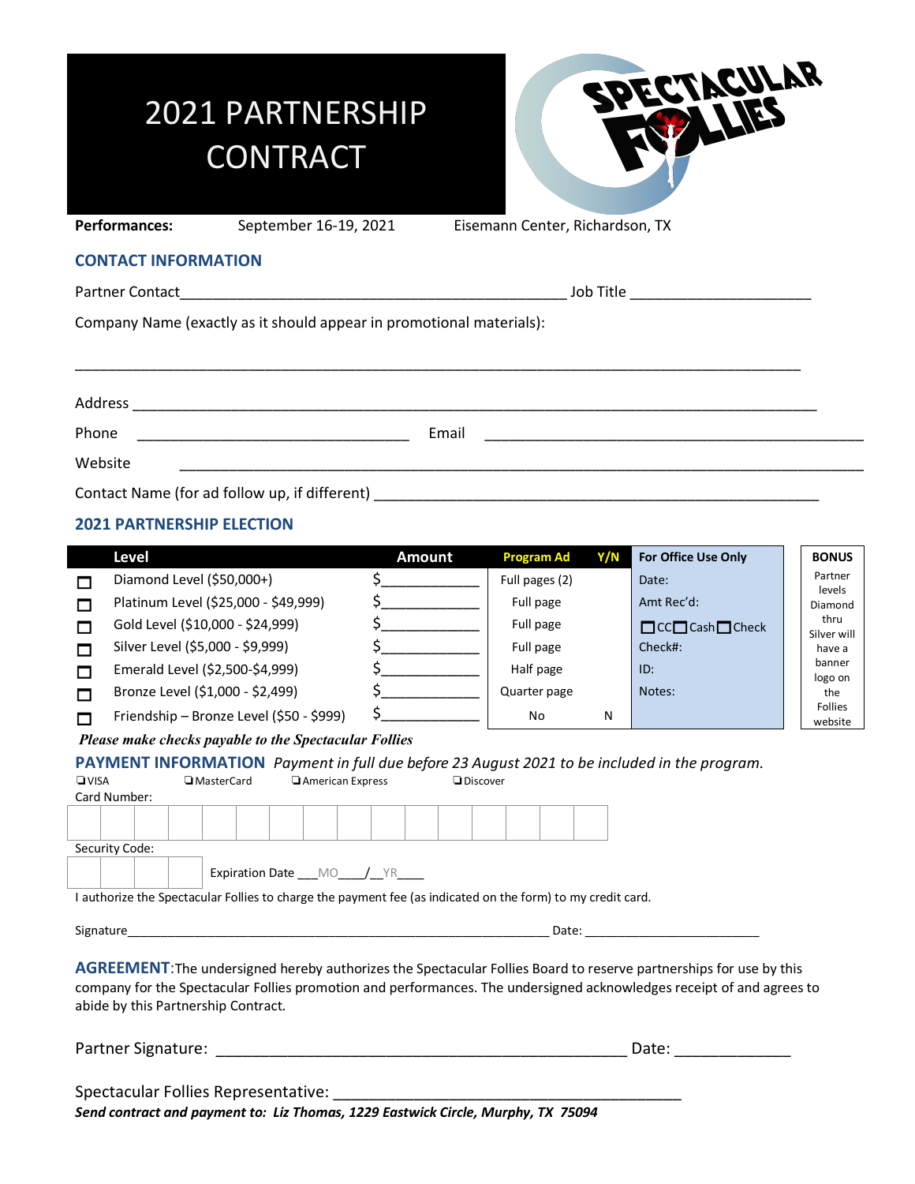# 2021 PARTNERSHIP CONTRACT

SPECTACULAR FOLLIES

**Performances:** September 16-19, 2021 Eisemann Center, Richardson, TX

## CONTACT INFORMATION

Partner Contact_______________________________________________ Job Title ______________________

Company Name (exactly as it should appear in promotional materials):

_________________________________________________________________________________________

Address __________________________________________________________________________________

Phone _________________________________ Email ______________________________________________

Website ___________________________________________________________________________________

Contact Name (for ad follow up, if different) _______________________________________________________

## 2021 PARTNERSHIP ELECTION

| | Level | Amount | Program Ad | Y/N | For Office Use Only |
|---|---|---|---|---|---|
| ☐ | Diamond Level ($50,000+) | $____________ | Full pages (2) | | Date: |
| ☐ | Platinum Level ($25,000 - $49,999) | $____________ | Full page | | Amt Rec'd: |
| ☐ | Gold Level ($10,000 - $24,999) | $____________ | Full page | | ☐CC ☐Cash ☐Check |
| ☐ | Silver Level ($5,000 - $9,999) | $____________ | Full page | | Check#: |
| ☐ | Emerald Level ($2,500-$4,999) | $____________ | Half page | | ID: |
| ☐ | Bronze Level ($1,000 - $2,499) | $____________ | Quarter page | | Notes: |
| ☐ | Friendship – Bronze Level ($50 - $999) | $____________ | No | N | |

**BONUS**

Partner levels Diamond thru Silver will have a banner logo on the Follies website

***Please make checks payable to the Spectacular Follies***

## PAYMENT INFORMATION *Payment in full due before 23 August 2021 to be included in the program.*

❑ VISA ❑ MasterCard ❑ American Express ❑ Discover

Card Number:

| | | | | | | | | | | | | | | | |
|---|---|---|---|---|---|---|---|---|---|---|---|---|---|---|---|

Security Code:

| | | | |
|---|---|---|---|

Expiration Date ___MO____/__YR____

I authorize the Spectacular Follies to charge the payment fee (as indicated on the form) to my credit card.

Signature_______________________________________________________________ Date: _________________________

**AGREEMENT**: The undersigned hereby authorizes the Spectacular Follies Board to reserve partnerships for use by this company for the Spectacular Follies promotion and performances. The undersigned acknowledges receipt of and agrees to abide by this Partnership Contract.

Partner Signature: _______________________________________________ Date: _____________

Spectacular Follies Representative: _________________________________________

***Send contract and payment to: Liz Thomas, 1229 Eastwick Circle, Murphy, TX 75094***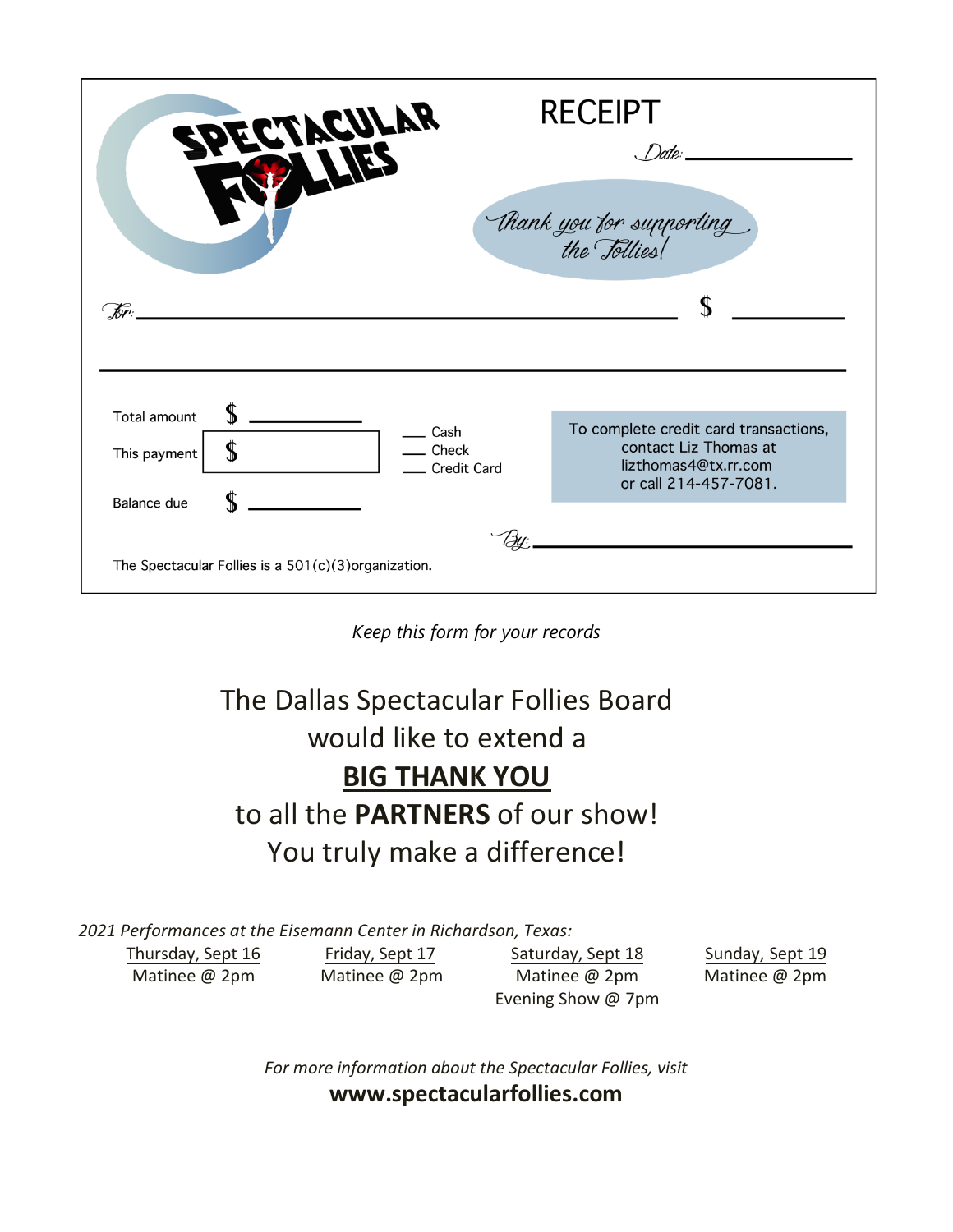SPECTACULAR FOLLIES

# RECEIPT

Date: ______________

*Thank you for supporting the Follies!*

For: ____________________________________________ $ ________

______________________________________________________________

Total amount $ ________

This payment $ ________

Balance due $ ________

___ Cash
___ Check
___ Credit Card

To complete credit card transactions, contact Liz Thomas at lizthomas4@tx.rr.com or call 214-457-7081.

By: ______________________________

The Spectacular Follies is a 501(c)(3)organization.

*Keep this form for your records*

The Dallas Spectacular Follies Board
would like to extend a
**BIG THANK YOU**
to all the **PARTNERS** of our show!
You truly make a difference!

*2021 Performances at the Eisemann Center in Richardson, Texas:*

| Thursday, Sept 16 | Friday, Sept 17 | Saturday, Sept 18 | Sunday, Sept 19 |
|---|---|---|---|
| Matinee @ 2pm | Matinee @ 2pm | Matinee @ 2pm<br>Evening Show @ 7pm | Matinee @ 2pm |

*For more information about the Spectacular Follies, visit*
**www.spectacularfollies.com**